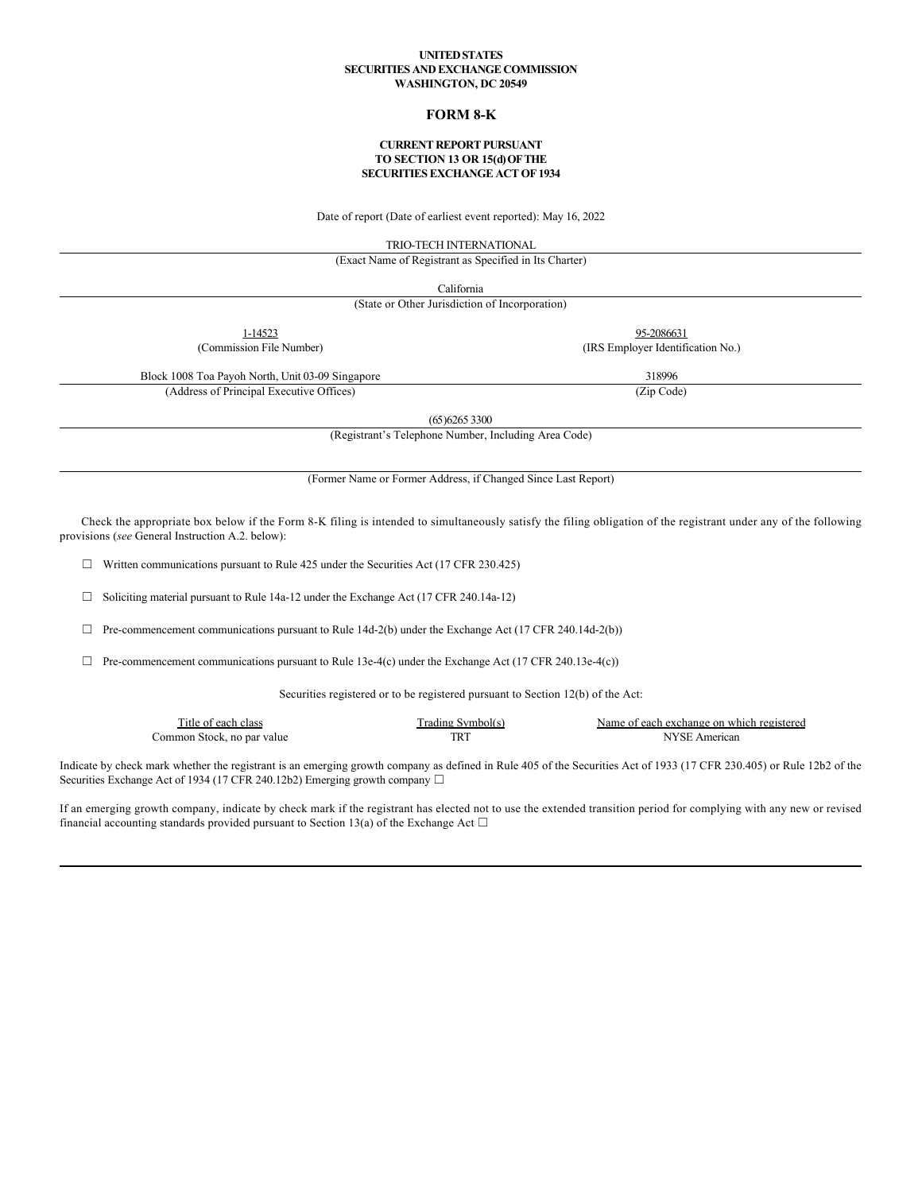**UNITED STATES**
**SECURITIES AND EXCHANGE COMMISSION**
**WASHINGTON, DC 20549**

# FORM 8-K

**CURRENT REPORT PURSUANT**
**TO SECTION 13 OR 15(d) OF THE**
**SECURITIES EXCHANGE ACT OF 1934**

Date of report (Date of earliest event reported): May 16, 2022

TRIO-TECH INTERNATIONAL
(Exact Name of Registrant as Specified in Its Charter)

California
(State or Other Jurisdiction of Incorporation)

| 1-14523 | 95-2086631 |
|---|---|
| (Commission File Number) | (IRS Employer Identification No.) |

| Block 1008 Toa Payoh North, Unit 03-09 Singapore | 318996 |
|---|---|
| (Address of Principal Executive Offices) | (Zip Code) |

(65)6265 3300
(Registrant's Telephone Number, Including Area Code)

(Former Name or Former Address, if Changed Since Last Report)

Check the appropriate box below if the Form 8-K filing is intended to simultaneously satisfy the filing obligation of the registrant under any of the following provisions (*see* General Instruction A.2. below):

☐ Written communications pursuant to Rule 425 under the Securities Act (17 CFR 230.425)

☐ Soliciting material pursuant to Rule 14a-12 under the Exchange Act (17 CFR 240.14a-12)

☐ Pre-commencement communications pursuant to Rule 14d-2(b) under the Exchange Act (17 CFR 240.14d-2(b))

☐ Pre-commencement communications pursuant to Rule 13e-4(c) under the Exchange Act (17 CFR 240.13e-4(c))

Securities registered or to be registered pursuant to Section 12(b) of the Act:

| Title of each class | Trading Symbol(s) | Name of each exchange on which registered |
|---|---|---|
| Common Stock, no par value | TRT | NYSE American |

Indicate by check mark whether the registrant is an emerging growth company as defined in Rule 405 of the Securities Act of 1933 (17 CFR 230.405) or Rule 12b2 of the Securities Exchange Act of 1934 (17 CFR 240.12b2) Emerging growth company ☐

If an emerging growth company, indicate by check mark if the registrant has elected not to use the extended transition period for complying with any new or revised financial accounting standards provided pursuant to Section 13(a) of the Exchange Act ☐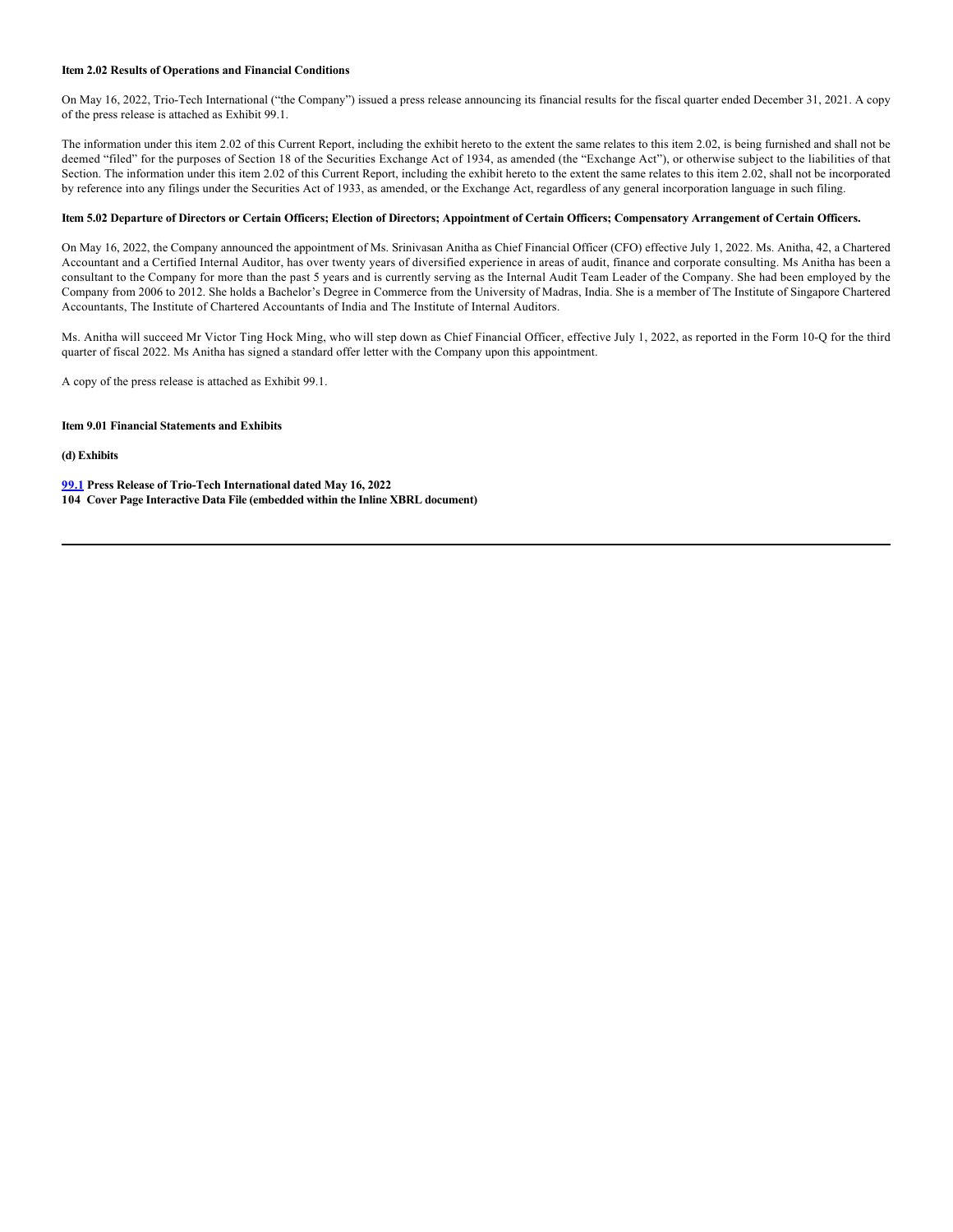**Item 2.02 Results of Operations and Financial Conditions**

On May 16, 2022, Trio-Tech International ("the Company") issued a press release announcing its financial results for the fiscal quarter ended December 31, 2021. A copy of the press release is attached as Exhibit 99.1.

The information under this item 2.02 of this Current Report, including the exhibit hereto to the extent the same relates to this item 2.02, is being furnished and shall not be deemed "filed" for the purposes of Section 18 of the Securities Exchange Act of 1934, as amended (the "Exchange Act"), or otherwise subject to the liabilities of that Section. The information under this item 2.02 of this Current Report, including the exhibit hereto to the extent the same relates to this item 2.02, shall not be incorporated by reference into any filings under the Securities Act of 1933, as amended, or the Exchange Act, regardless of any general incorporation language in such filing.

**Item 5.02 Departure of Directors or Certain Officers; Election of Directors; Appointment of Certain Officers; Compensatory Arrangement of Certain Officers.**

On May 16, 2022, the Company announced the appointment of Ms. Srinivasan Anitha as Chief Financial Officer (CFO) effective July 1, 2022. Ms. Anitha, 42, a Chartered Accountant and a Certified Internal Auditor, has over twenty years of diversified experience in areas of audit, finance and corporate consulting. Ms Anitha has been a consultant to the Company for more than the past 5 years and is currently serving as the Internal Audit Team Leader of the Company. She had been employed by the Company from 2006 to 2012. She holds a Bachelor's Degree in Commerce from the University of Madras, India. She is a member of The Institute of Singapore Chartered Accountants, The Institute of Chartered Accountants of India and The Institute of Internal Auditors.

Ms. Anitha will succeed Mr Victor Ting Hock Ming, who will step down as Chief Financial Officer, effective July 1, 2022, as reported in the Form 10-Q for the third quarter of fiscal 2022. Ms Anitha has signed a standard offer letter with the Company upon this appointment.

A copy of the press release is attached as Exhibit 99.1.

**Item 9.01 Financial Statements and Exhibits**

**(d) Exhibits**

**99.1 Press Release of Trio-Tech International dated May 16, 2022**
**104 Cover Page Interactive Data File (embedded within the Inline XBRL document)**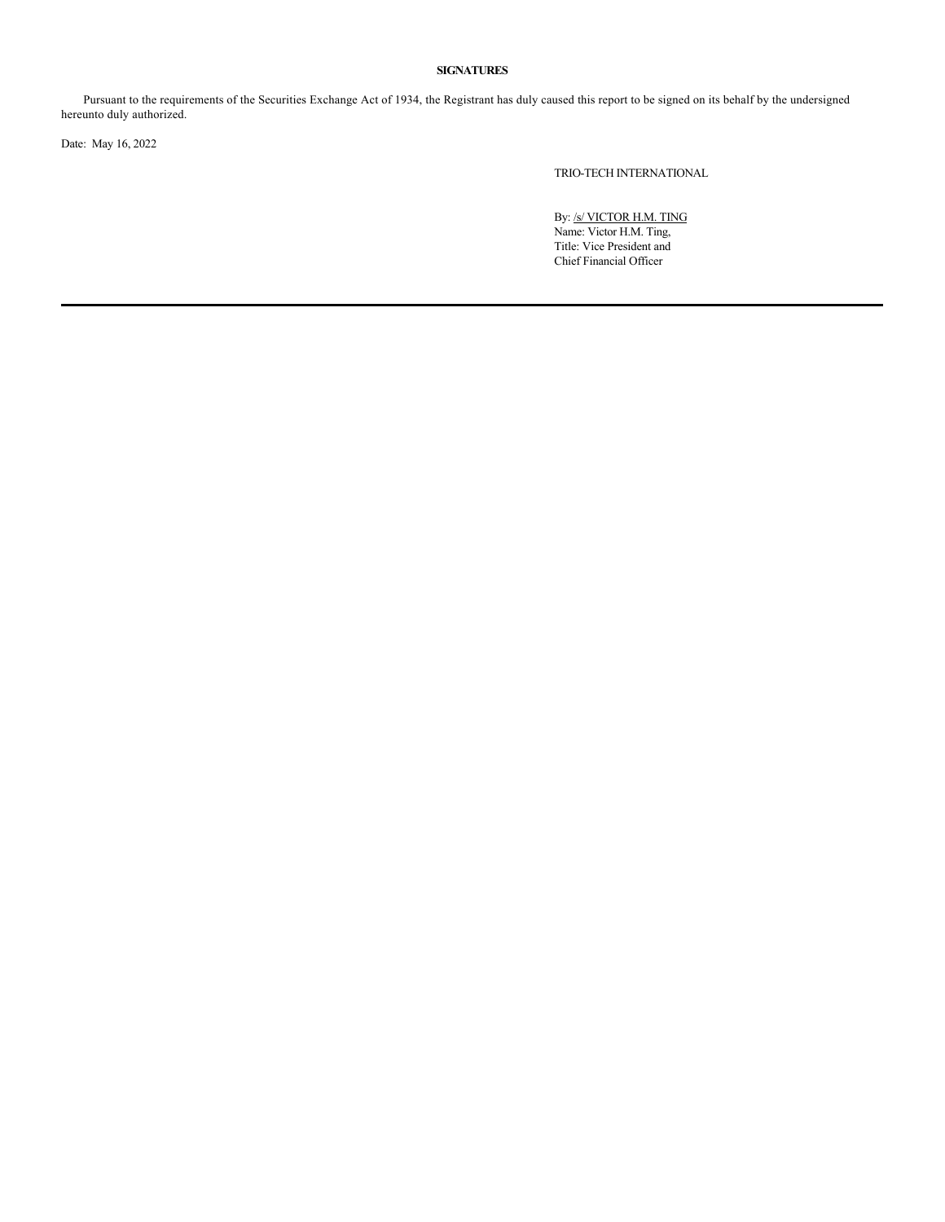**SIGNATURES**

Pursuant to the requirements of the Securities Exchange Act of 1934, the Registrant has duly caused this report to be signed on its behalf by the undersigned hereunto duly authorized.

Date: May 16, 2022

TRIO-TECH INTERNATIONAL

By: /s/ VICTOR H.M. TING
Name: Victor H.M. Ting,
Title: Vice President and
Chief Financial Officer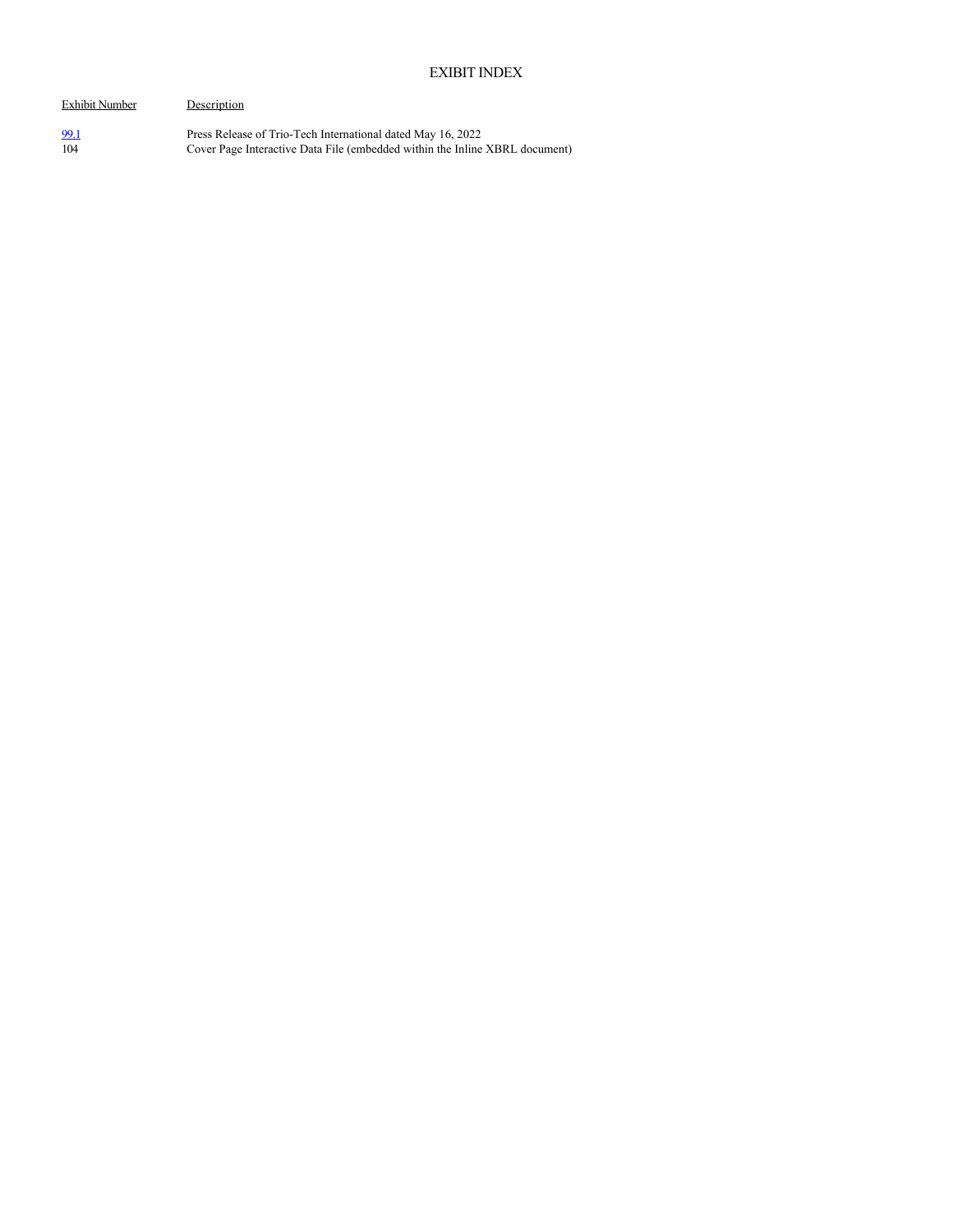# EXIBIT INDEX

| Exhibit Number | Description |
|---|---|
| 99.1 | Press Release of Trio-Tech International dated May 16, 2022 |
| 104 | Cover Page Interactive Data File (embedded within the Inline XBRL document) |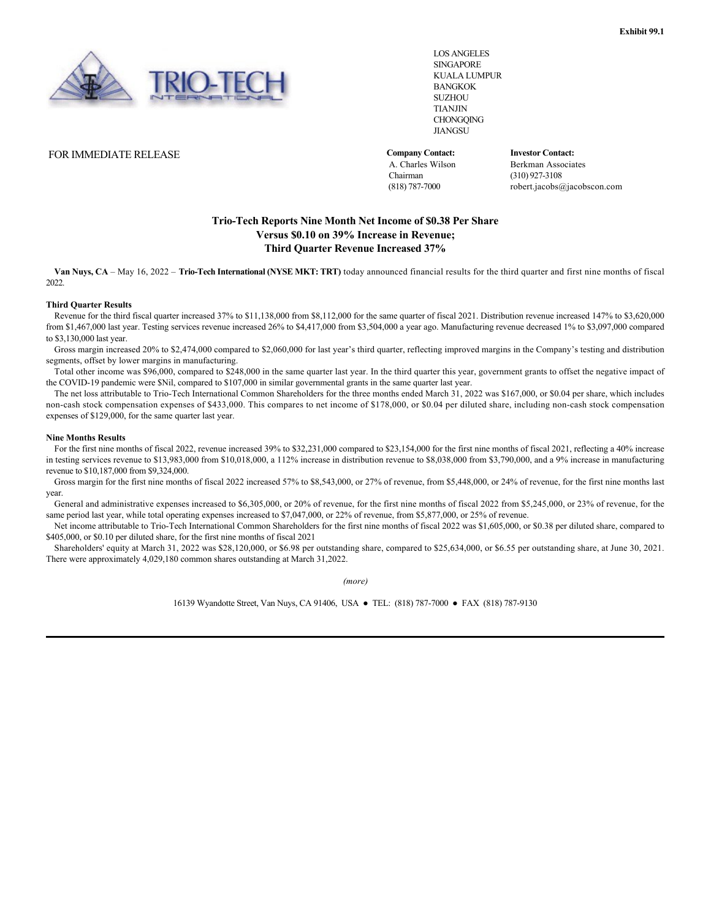Exhibit 99.1

LOS ANGELES
SINGAPORE
KUALA LUMPUR
BANGKOK
SUZHOU
TIANJIN
CHONGQING
JIANGSU

FOR IMMEDIATE RELEASE

**Company Contact:**
A. Charles Wilson
Chairman
(818) 787-7000

**Investor Contact:**
Berkman Associates
(310) 927-3108
robert.jacobs@jacobscon.com

## Trio-Tech Reports Nine Month Net Income of $0.38 Per Share Versus $0.10 on 39% Increase in Revenue; Third Quarter Revenue Increased 37%

**Van Nuys, CA** – May 16, 2022 – **Trio-Tech International (NYSE MKT: TRT)** today announced financial results for the third quarter and first nine months of fiscal 2022.

### Third Quarter Results

Revenue for the third fiscal quarter increased 37% to $11,138,000 from $8,112,000 for the same quarter of fiscal 2021. Distribution revenue increased 147% to $3,620,000 from $1,467,000 last year. Testing services revenue increased 26% to $4,417,000 from $3,504,000 a year ago. Manufacturing revenue decreased 1% to $3,097,000 compared to $3,130,000 last year.

Gross margin increased 20% to $2,474,000 compared to $2,060,000 for last year's third quarter, reflecting improved margins in the Company's testing and distribution segments, offset by lower margins in manufacturing.

Total other income was $96,000, compared to $248,000 in the same quarter last year. In the third quarter this year, government grants to offset the negative impact of the COVID-19 pandemic were $Nil, compared to $107,000 in similar governmental grants in the same quarter last year.

The net loss attributable to Trio-Tech International Common Shareholders for the three months ended March 31, 2022 was $167,000, or $0.04 per share, which includes non-cash stock compensation expenses of $433,000. This compares to net income of $178,000, or $0.04 per diluted share, including non-cash stock compensation expenses of $129,000, for the same quarter last year.

### Nine Months Results

For the first nine months of fiscal 2022, revenue increased 39% to $32,231,000 compared to $23,154,000 for the first nine months of fiscal 2021, reflecting a 40% increase in testing services revenue to $13,983,000 from $10,018,000, a 112% increase in distribution revenue to $8,038,000 from $3,790,000, and a 9% increase in manufacturing revenue to $10,187,000 from $9,324,000.

Gross margin for the first nine months of fiscal 2022 increased 57% to $8,543,000, or 27% of revenue, from $5,448,000, or 24% of revenue, for the first nine months last year.

General and administrative expenses increased to $6,305,000, or 20% of revenue, for the first nine months of fiscal 2022 from $5,245,000, or 23% of revenue, for the same period last year, while total operating expenses increased to $7,047,000, or 22% of revenue, from $5,877,000, or 25% of revenue.

Net income attributable to Trio-Tech International Common Shareholders for the first nine months of fiscal 2022 was $1,605,000, or $0.38 per diluted share, compared to $405,000, or $0.10 per diluted share, for the first nine months of fiscal 2021

Shareholders' equity at March 31, 2022 was $28,120,000, or $6.98 per outstanding share, compared to $25,634,000, or $6.55 per outstanding share, at June 30, 2021. There were approximately 4,029,180 common shares outstanding at March 31,2022.

*(more)*

16139 Wyandotte Street, Van Nuys, CA 91406, USA ● TEL: (818) 787-7000 ● FAX (818) 787-9130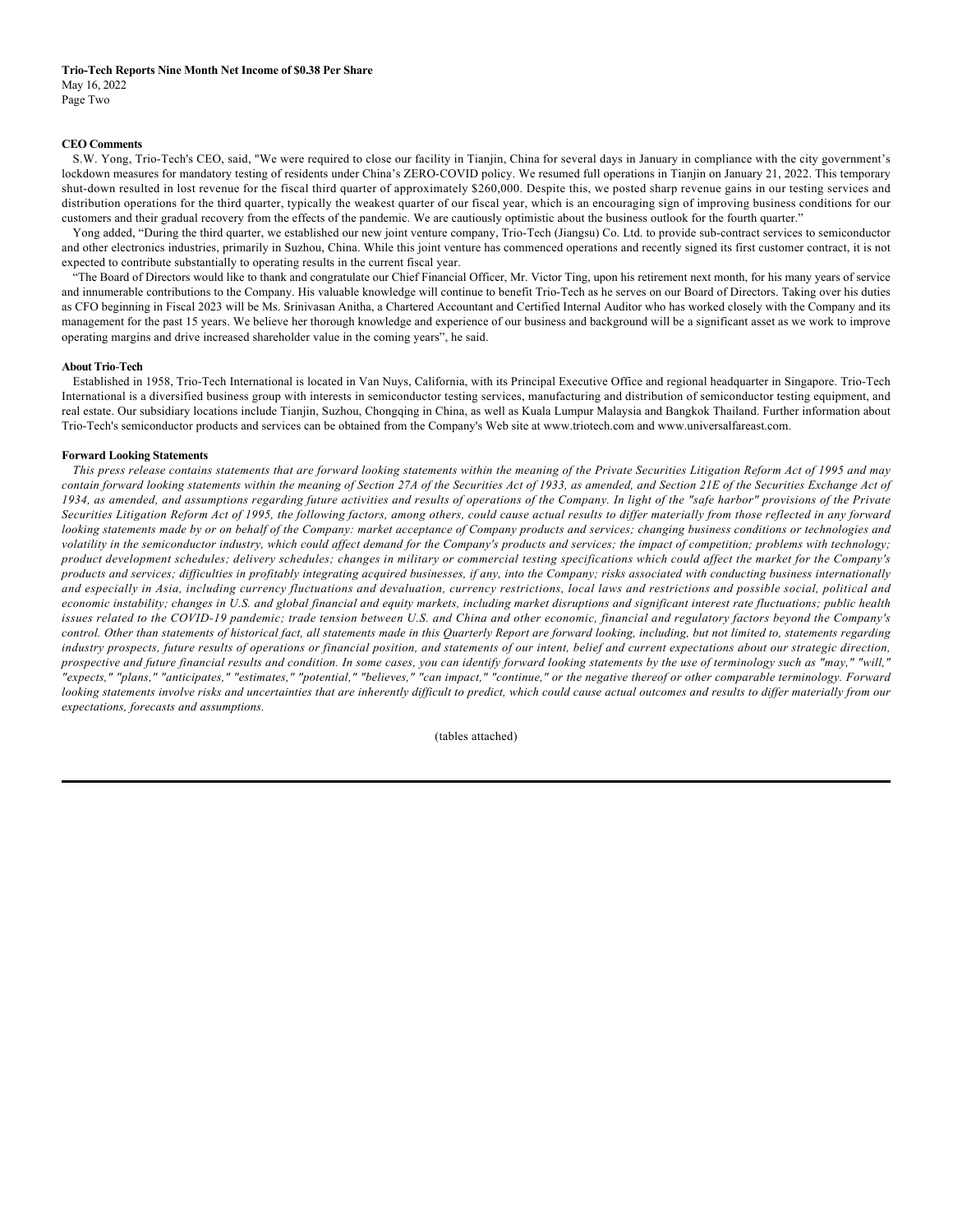**CEO Comments**

S.W. Yong, Trio-Tech's CEO, said, "We were required to close our facility in Tianjin, China for several days in January in compliance with the city government's lockdown measures for mandatory testing of residents under China's ZERO-COVID policy. We resumed full operations in Tianjin on January 21, 2022. This temporary shut-down resulted in lost revenue for the fiscal third quarter of approximately $260,000. Despite this, we posted sharp revenue gains in our testing services and distribution operations for the third quarter, typically the weakest quarter of our fiscal year, which is an encouraging sign of improving business conditions for our customers and their gradual recovery from the effects of the pandemic. We are cautiously optimistic about the business outlook for the fourth quarter."

Yong added, "During the third quarter, we established our new joint venture company, Trio-Tech (Jiangsu) Co. Ltd. to provide sub-contract services to semiconductor and other electronics industries, primarily in Suzhou, China. While this joint venture has commenced operations and recently signed its first customer contract, it is not expected to contribute substantially to operating results in the current fiscal year.

"The Board of Directors would like to thank and congratulate our Chief Financial Officer, Mr. Victor Ting, upon his retirement next month, for his many years of service and innumerable contributions to the Company. His valuable knowledge will continue to benefit Trio-Tech as he serves on our Board of Directors. Taking over his duties as CFO beginning in Fiscal 2023 will be Ms. Srinivasan Anitha, a Chartered Accountant and Certified Internal Auditor who has worked closely with the Company and its management for the past 15 years. We believe her thorough knowledge and experience of our business and background will be a significant asset as we work to improve operating margins and drive increased shareholder value in the coming years", he said.

**About Trio-Tech**

Established in 1958, Trio-Tech International is located in Van Nuys, California, with its Principal Executive Office and regional headquarter in Singapore. Trio-Tech International is a diversified business group with interests in semiconductor testing services, manufacturing and distribution of semiconductor testing equipment, and real estate. Our subsidiary locations include Tianjin, Suzhou, Chongqing in China, as well as Kuala Lumpur Malaysia and Bangkok Thailand. Further information about Trio-Tech's semiconductor products and services can be obtained from the Company's Web site at www.triotech.com and www.universalfareast.com.

**Forward Looking Statements**

*This press release contains statements that are forward looking statements within the meaning of the Private Securities Litigation Reform Act of 1995 and may contain forward looking statements within the meaning of Section 27A of the Securities Act of 1933, as amended, and Section 21E of the Securities Exchange Act of 1934, as amended, and assumptions regarding future activities and results of operations of the Company. In light of the "safe harbor" provisions of the Private Securities Litigation Reform Act of 1995, the following factors, among others, could cause actual results to differ materially from those reflected in any forward looking statements made by or on behalf of the Company: market acceptance of Company products and services; changing business conditions or technologies and volatility in the semiconductor industry, which could affect demand for the Company's products and services; the impact of competition; problems with technology; product development schedules; delivery schedules; changes in military or commercial testing specifications which could affect the market for the Company's products and services; difficulties in profitably integrating acquired businesses, if any, into the Company; risks associated with conducting business internationally and especially in Asia, including currency fluctuations and devaluation, currency restrictions, local laws and restrictions and possible social, political and economic instability; changes in U.S. and global financial and equity markets, including market disruptions and significant interest rate fluctuations; public health issues related to the COVID-19 pandemic; trade tension between U.S. and China and other economic, financial and regulatory factors beyond the Company's control. Other than statements of historical fact, all statements made in this Quarterly Report are forward looking, including, but not limited to, statements regarding industry prospects, future results of operations or financial position, and statements of our intent, belief and current expectations about our strategic direction, prospective and future financial results and condition. In some cases, you can identify forward looking statements by the use of terminology such as "may," "will," "expects," "plans," "anticipates," "estimates," "potential," "believes," "can impact," "continue," or the negative thereof or other comparable terminology. Forward looking statements involve risks and uncertainties that are inherently difficult to predict, which could cause actual outcomes and results to differ materially from our expectations, forecasts and assumptions.*

(tables attached)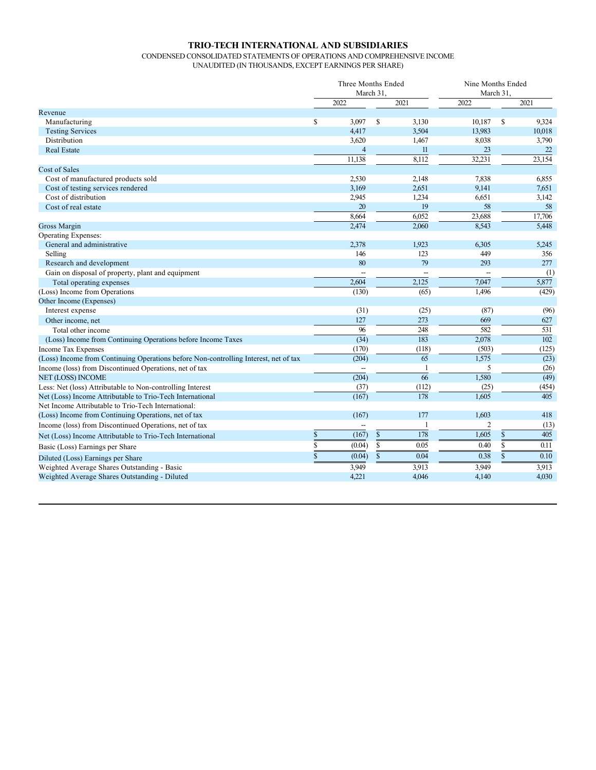# TRIO-TECH INTERNATIONAL AND SUBSIDIARIES

CONDENSED CONSOLIDATED STATEMENTS OF OPERATIONS AND COMPREHENSIVE INCOME
UNAUDITED (IN THOUSANDS, EXCEPT EARNINGS PER SHARE)

| | Three Months Ended March 31, | | Nine Months Ended March 31, | |
|---|---|---|---|---|
| | 2022 | 2021 | 2022 | 2021 |
| Revenue | | | | |
| Manufacturing | $ 3,097 | $ 3,130 | 10,187 | $ 9,324 |
| Testing Services | 4,417 | 3,504 | 13,983 | 10,018 |
| Distribution | 3,620 | 1,467 | 8,038 | 3,790 |
| Real Estate | 4 | 11 | 23 | 22 |
| | 11,138 | 8,112 | 32,231 | 23,154 |
| Cost of Sales | | | | |
| Cost of manufactured products sold | 2,530 | 2,148 | 7,838 | 6,855 |
| Cost of testing services rendered | 3,169 | 2,651 | 9,141 | 7,651 |
| Cost of distribution | 2,945 | 1,234 | 6,651 | 3,142 |
| Cost of real estate | 20 | 19 | 58 | 58 |
| | 8,664 | 6,052 | 23,688 | 17,706 |
| Gross Margin | 2,474 | 2,060 | 8,543 | 5,448 |
| Operating Expenses: | | | | |
| General and administrative | 2,378 | 1,923 | 6,305 | 5,245 |
| Selling | 146 | 123 | 449 | 356 |
| Research and development | 80 | 79 | 293 | 277 |
| Gain on disposal of property, plant and equipment | -- | -- | -- | (1) |
| Total operating expenses | 2,604 | 2,125 | 7,047 | 5,877 |
| (Loss) Income from Operations | (130) | (65) | 1,496 | (429) |
| Other Income (Expenses) | | | | |
| Interest expense | (31) | (25) | (87) | (96) |
| Other income, net | 127 | 273 | 669 | 627 |
| Total other income | 96 | 248 | 582 | 531 |
| (Loss) Income from Continuing Operations before Income Taxes | (34) | 183 | 2,078 | 102 |
| Income Tax Expenses | (170) | (118) | (503) | (125) |
| (Loss) Income from Continuing Operations before Non-controlling Interest, net of tax | (204) | 65 | 1,575 | (23) |
| Income (loss) from Discontinued Operations, net of tax | -- | 1 | 5 | (26) |
| NET (LOSS) INCOME | (204) | 66 | 1,580 | (49) |
| Less: Net (loss) Attributable to Non-controlling Interest | (37) | (112) | (25) | (454) |
| Net (Loss) Income Attributable to Trio-Tech International | (167) | 178 | 1,605 | 405 |
| Net Income Attributable to Trio-Tech International: | | | | |
| (Loss) Income from Continuing Operations, net of tax | (167) | 177 | 1,603 | 418 |
| Income (loss) from Discontinued Operations, net of tax | -- | 1 | 2 | (13) |
| Net (Loss) Income Attributable to Trio-Tech International | $ (167) | $ 178 | 1,605 | $ 405 |
| Basic (Loss) Earnings per Share | $ (0.04) | $ 0.05 | 0.40 | $ 0.11 |
| Diluted (Loss) Earnings per Share | $ (0.04) | $ 0.04 | 0.38 | $ 0.10 |
| Weighted Average Shares Outstanding - Basic | 3,949 | 3,913 | 3,949 | 3,913 |
| Weighted Average Shares Outstanding - Diluted | 4,221 | 4,046 | 4,140 | 4,030 |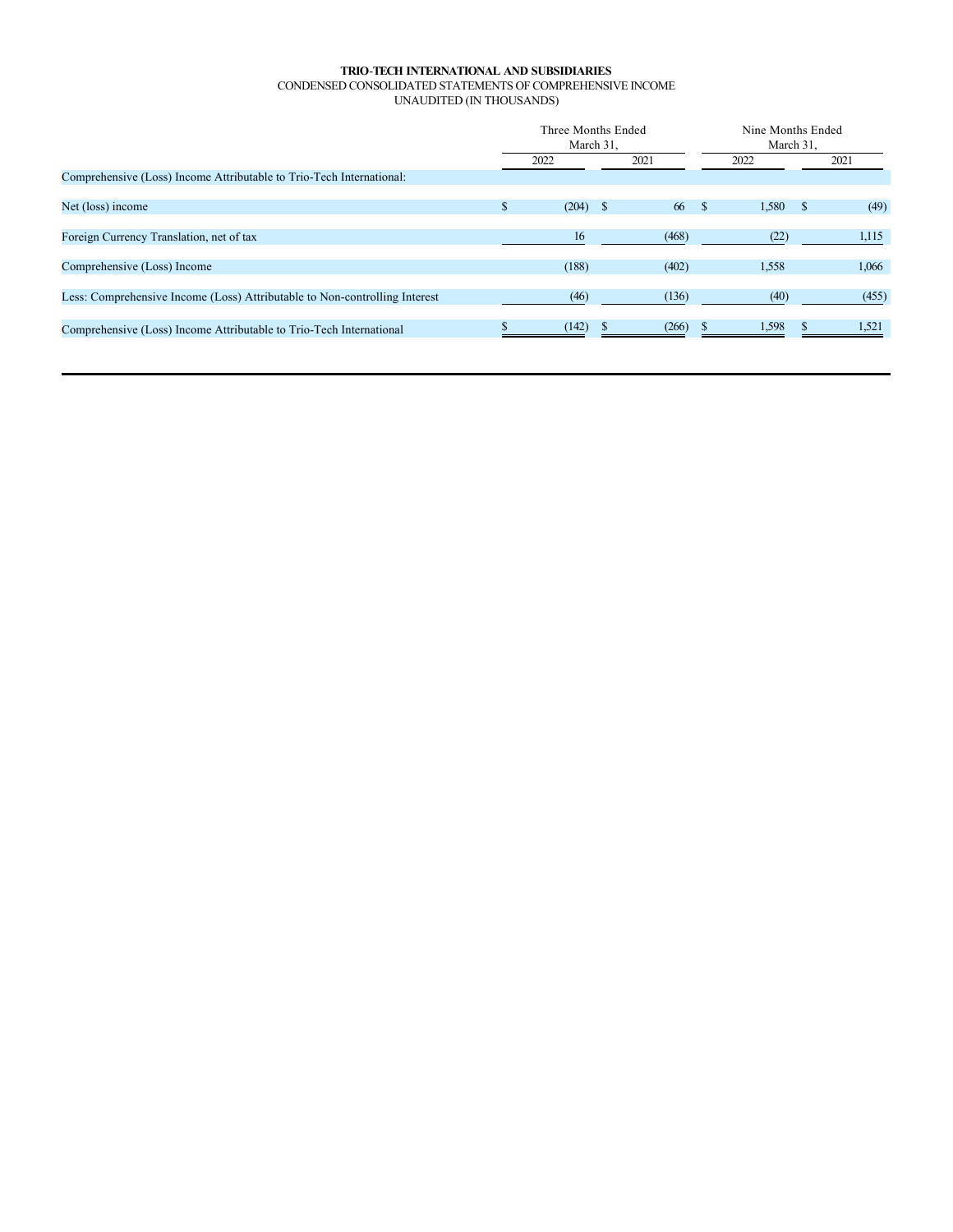**TRIO-TECH INTERNATIONAL AND SUBSIDIARIES**
CONDENSED CONSOLIDATED STATEMENTS OF COMPREHENSIVE INCOME
UNAUDITED (IN THOUSANDS)

| | Three Months Ended March 31, | | Nine Months Ended March 31, | |
|---|---|---|---|---|
| | 2022 | 2021 | 2022 | 2021 |
| Comprehensive (Loss) Income Attributable to Trio-Tech International: | | | | |
| Net (loss) income | $ (204) | $ 66 | $ 1,580 | $ (49) |
| Foreign Currency Translation, net of tax | 16 | (468) | (22) | 1,115 |
| Comprehensive (Loss) Income | (188) | (402) | 1,558 | 1,066 |
| Less: Comprehensive Income (Loss) Attributable to Non-controlling Interest | (46) | (136) | (40) | (455) |
| Comprehensive (Loss) Income Attributable to Trio-Tech International | $ (142) | $ (266) | $ 1,598 | $ 1,521 |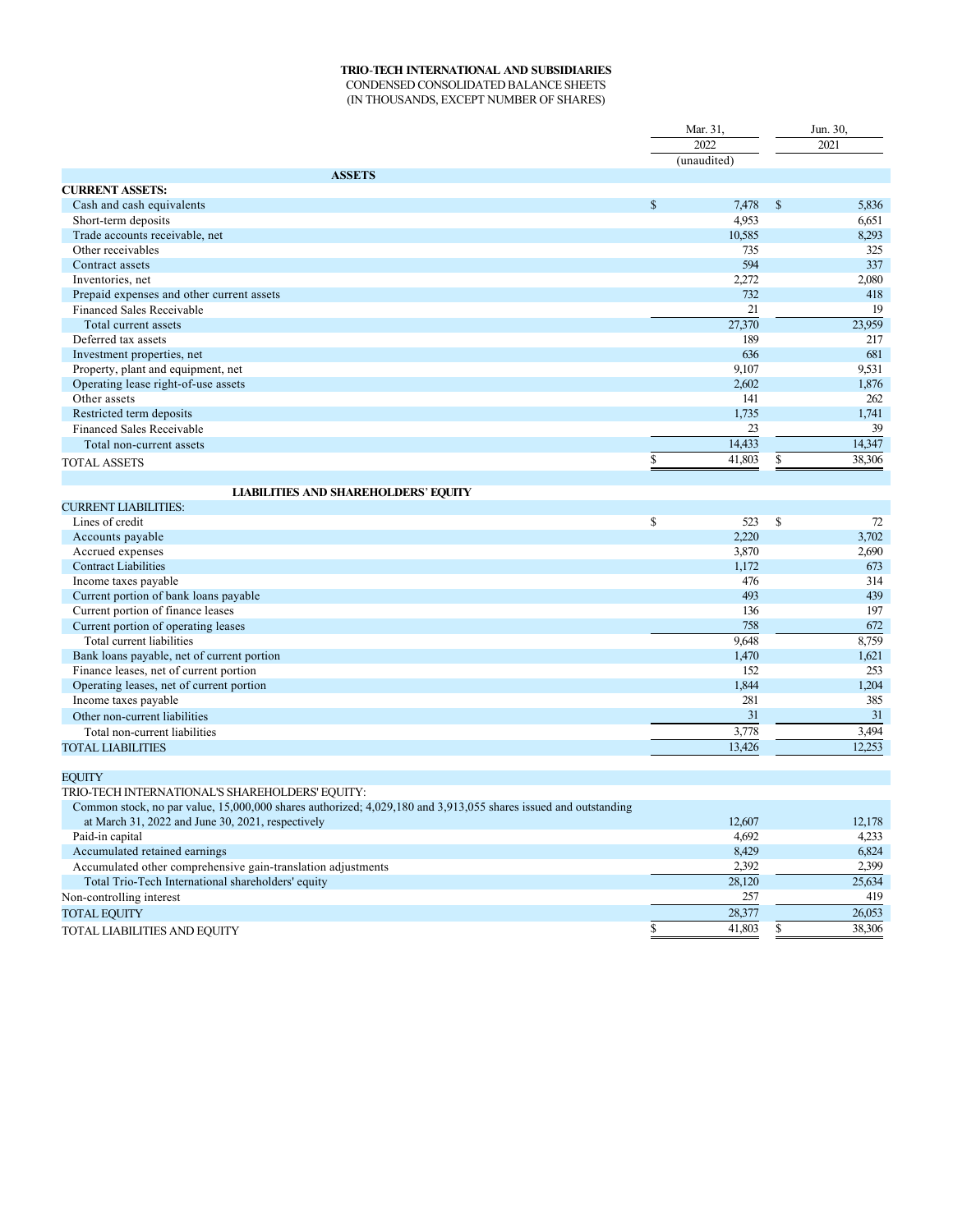**TRIO-TECH INTERNATIONAL AND SUBSIDIARIES**
CONDENSED CONSOLIDATED BALANCE SHEETS
(IN THOUSANDS, EXCEPT NUMBER OF SHARES)

| | Mar. 31, 2022 (unaudited) | Jun. 30, 2021 |
|---|---|---|
| **ASSETS** | | |
| **CURRENT ASSETS:** | | |
| Cash and cash equivalents | $ 7,478 | $ 5,836 |
| Short-term deposits | 4,953 | 6,651 |
| Trade accounts receivable, net | 10,585 | 8,293 |
| Other receivables | 735 | 325 |
| Contract assets | 594 | 337 |
| Inventories, net | 2,272 | 2,080 |
| Prepaid expenses and other current assets | 732 | 418 |
| Financed Sales Receivable | 21 | 19 |
| Total current assets | 27,370 | 23,959 |
| Deferred tax assets | 189 | 217 |
| Investment properties, net | 636 | 681 |
| Property, plant and equipment, net | 9,107 | 9,531 |
| Operating lease right-of-use assets | 2,602 | 1,876 |
| Other assets | 141 | 262 |
| Restricted term deposits | 1,735 | 1,741 |
| Financed Sales Receivable | 23 | 39 |
| Total non-current assets | 14,433 | 14,347 |
| TOTAL ASSETS | $ 41,803 | $ 38,306 |
| | | |
| **LIABILITIES AND SHAREHOLDERS' EQUITY** | | |
| CURRENT LIABILITIES: | | |
| Lines of credit | $ 523 | $ 72 |
| Accounts payable | 2,220 | 3,702 |
| Accrued expenses | 3,870 | 2,690 |
| Contract Liabilities | 1,172 | 673 |
| Income taxes payable | 476 | 314 |
| Current portion of bank loans payable | 493 | 439 |
| Current portion of finance leases | 136 | 197 |
| Current portion of operating leases | 758 | 672 |
| Total current liabilities | 9,648 | 8,759 |
| Bank loans payable, net of current portion | 1,470 | 1,621 |
| Finance leases, net of current portion | 152 | 253 |
| Operating leases, net of current portion | 1,844 | 1,204 |
| Income taxes payable | 281 | 385 |
| Other non-current liabilities | 31 | 31 |
| Total non-current liabilities | 3,778 | 3,494 |
| TOTAL LIABILITIES | 13,426 | 12,253 |
| | | |
| EQUITY | | |
| TRIO-TECH INTERNATIONAL'S SHAREHOLDERS' EQUITY: | | |
| Common stock, no par value, 15,000,000 shares authorized; 4,029,180 and 3,913,055 shares issued and outstanding at March 31, 2022 and June 30, 2021, respectively | 12,607 | 12,178 |
| Paid-in capital | 4,692 | 4,233 |
| Accumulated retained earnings | 8,429 | 6,824 |
| Accumulated other comprehensive gain-translation adjustments | 2,392 | 2,399 |
| Total Trio-Tech International shareholders' equity | 28,120 | 25,634 |
| Non-controlling interest | 257 | 419 |
| TOTAL EQUITY | 28,377 | 26,053 |
| TOTAL LIABILITIES AND EQUITY | $ 41,803 | $ 38,306 |